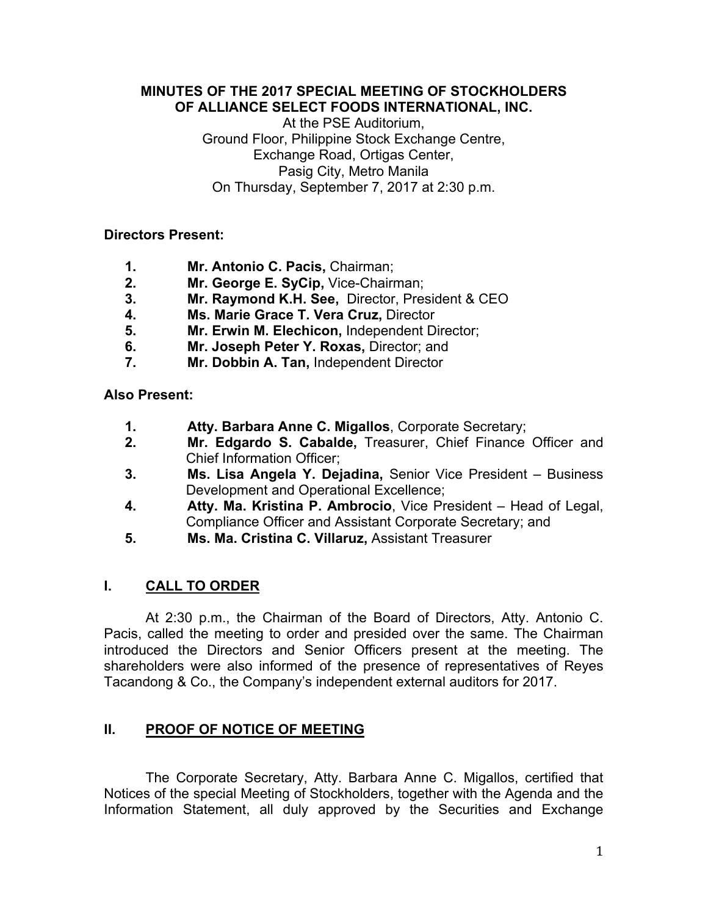**MINUTES OF THE 2017 SPECIAL MEETING OF STOCKHOLDERS OF ALLIANCE SELECT FOODS INTERNATIONAL, INC.**

At the PSE Auditorium,
Ground Floor, Philippine Stock Exchange Centre,
Exchange Road, Ortigas Center,
Pasig City, Metro Manila
On Thursday, September 7, 2017 at 2:30 p.m.

**Directors Present:**

1. **Mr. Antonio C. Pacis,** Chairman;
2. **Mr. George E. SyCip,** Vice-Chairman;
3. **Mr. Raymond K.H. See,** Director, President & CEO
4. **Ms. Marie Grace T. Vera Cruz,** Director
5. **Mr. Erwin M. Elechicon,** Independent Director;
6. **Mr. Joseph Peter Y. Roxas,** Director; and
7. **Mr. Dobbin A. Tan,** Independent Director

**Also Present:**

1. **Atty. Barbara Anne C. Migallos**, Corporate Secretary;
2. **Mr. Edgardo S. Cabalde,** Treasurer, Chief Finance Officer and Chief Information Officer;
3. **Ms. Lisa Angela Y. Dejadina,** Senior Vice President – Business Development and Operational Excellence;
4. **Atty. Ma. Kristina P. Ambrocio**, Vice President – Head of Legal, Compliance Officer and Assistant Corporate Secretary; and
5. **Ms. Ma. Cristina C. Villaruz,** Assistant Treasurer

## I. CALL TO ORDER

At 2:30 p.m., the Chairman of the Board of Directors, Atty. Antonio C. Pacis, called the meeting to order and presided over the same. The Chairman introduced the Directors and Senior Officers present at the meeting. The shareholders were also informed of the presence of representatives of Reyes Tacandong & Co., the Company's independent external auditors for 2017.

## II. PROOF OF NOTICE OF MEETING

The Corporate Secretary, Atty. Barbara Anne C. Migallos, certified that Notices of the special Meeting of Stockholders, together with the Agenda and the Information Statement, all duly approved by the Securities and Exchange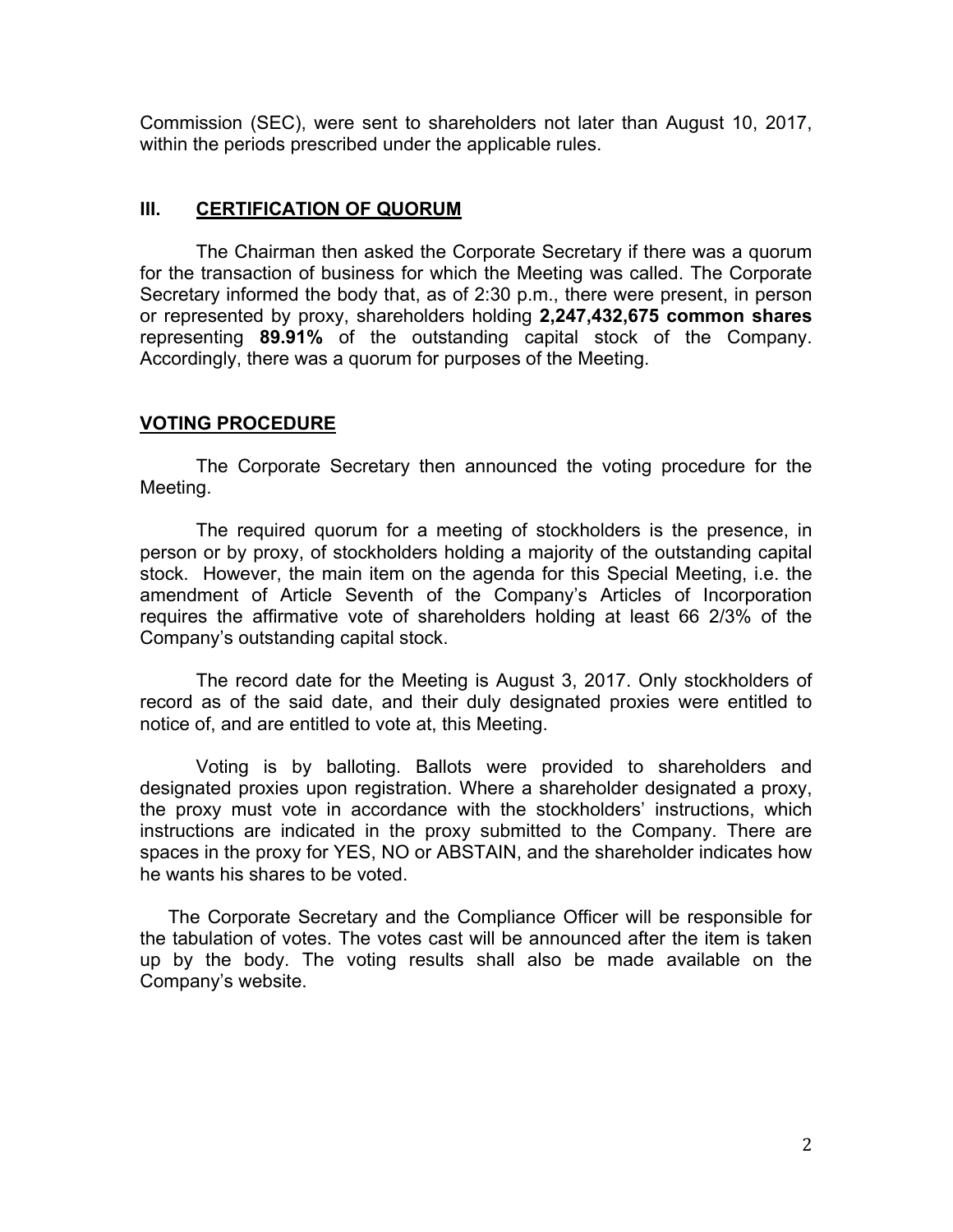Commission (SEC), were sent to shareholders not later than August 10, 2017, within the periods prescribed under the applicable rules.

## III. CERTIFICATION OF QUORUM

The Chairman then asked the Corporate Secretary if there was a quorum for the transaction of business for which the Meeting was called. The Corporate Secretary informed the body that, as of 2:30 p.m., there were present, in person or represented by proxy, shareholders holding **2,247,432,675 common shares** representing **89.91%** of the outstanding capital stock of the Company. Accordingly, there was a quorum for purposes of the Meeting.

## VOTING PROCEDURE

The Corporate Secretary then announced the voting procedure for the Meeting.

The required quorum for a meeting of stockholders is the presence, in person or by proxy, of stockholders holding a majority of the outstanding capital stock. However, the main item on the agenda for this Special Meeting, i.e. the amendment of Article Seventh of the Company's Articles of Incorporation requires the affirmative vote of shareholders holding at least 66 2/3% of the Company's outstanding capital stock.

The record date for the Meeting is August 3, 2017. Only stockholders of record as of the said date, and their duly designated proxies were entitled to notice of, and are entitled to vote at, this Meeting.

Voting is by balloting. Ballots were provided to shareholders and designated proxies upon registration. Where a shareholder designated a proxy, the proxy must vote in accordance with the stockholders' instructions, which instructions are indicated in the proxy submitted to the Company. There are spaces in the proxy for YES, NO or ABSTAIN, and the shareholder indicates how he wants his shares to be voted.

The Corporate Secretary and the Compliance Officer will be responsible for the tabulation of votes. The votes cast will be announced after the item is taken up by the body. The voting results shall also be made available on the Company's website.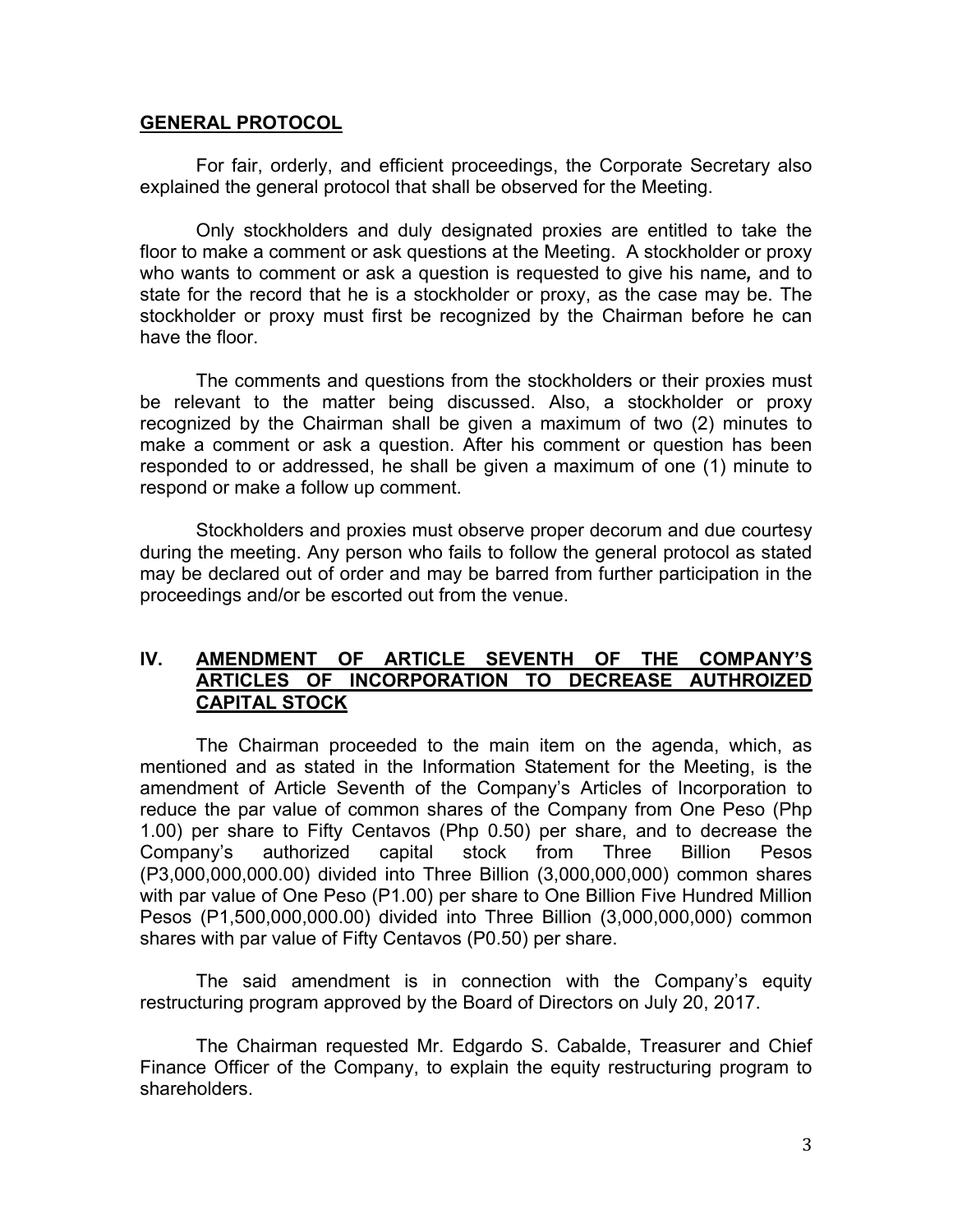## GENERAL PROTOCOL

For fair, orderly, and efficient proceedings, the Corporate Secretary also explained the general protocol that shall be observed for the Meeting.

Only stockholders and duly designated proxies are entitled to take the floor to make a comment or ask questions at the Meeting. A stockholder or proxy who wants to comment or ask a question is requested to give his name*,* and to state for the record that he is a stockholder or proxy, as the case may be. The stockholder or proxy must first be recognized by the Chairman before he can have the floor.

The comments and questions from the stockholders or their proxies must be relevant to the matter being discussed. Also, a stockholder or proxy recognized by the Chairman shall be given a maximum of two (2) minutes to make a comment or ask a question. After his comment or question has been responded to or addressed, he shall be given a maximum of one (1) minute to respond or make a follow up comment.

Stockholders and proxies must observe proper decorum and due courtesy during the meeting. Any person who fails to follow the general protocol as stated may be declared out of order and may be barred from further participation in the proceedings and/or be escorted out from the venue.

## IV. AMENDMENT OF ARTICLE SEVENTH OF THE COMPANY'S ARTICLES OF INCORPORATION TO DECREASE AUTHROIZED CAPITAL STOCK

The Chairman proceeded to the main item on the agenda, which, as mentioned and as stated in the Information Statement for the Meeting, is the amendment of Article Seventh of the Company's Articles of Incorporation to reduce the par value of common shares of the Company from One Peso (Php 1.00) per share to Fifty Centavos (Php 0.50) per share, and to decrease the Company's authorized capital stock from Three Billion Pesos (P3,000,000,000.00) divided into Three Billion (3,000,000,000) common shares with par value of One Peso (P1.00) per share to One Billion Five Hundred Million Pesos (P1,500,000,000.00) divided into Three Billion (3,000,000,000) common shares with par value of Fifty Centavos (P0.50) per share.

The said amendment is in connection with the Company's equity restructuring program approved by the Board of Directors on July 20, 2017.

The Chairman requested Mr. Edgardo S. Cabalde, Treasurer and Chief Finance Officer of the Company, to explain the equity restructuring program to shareholders.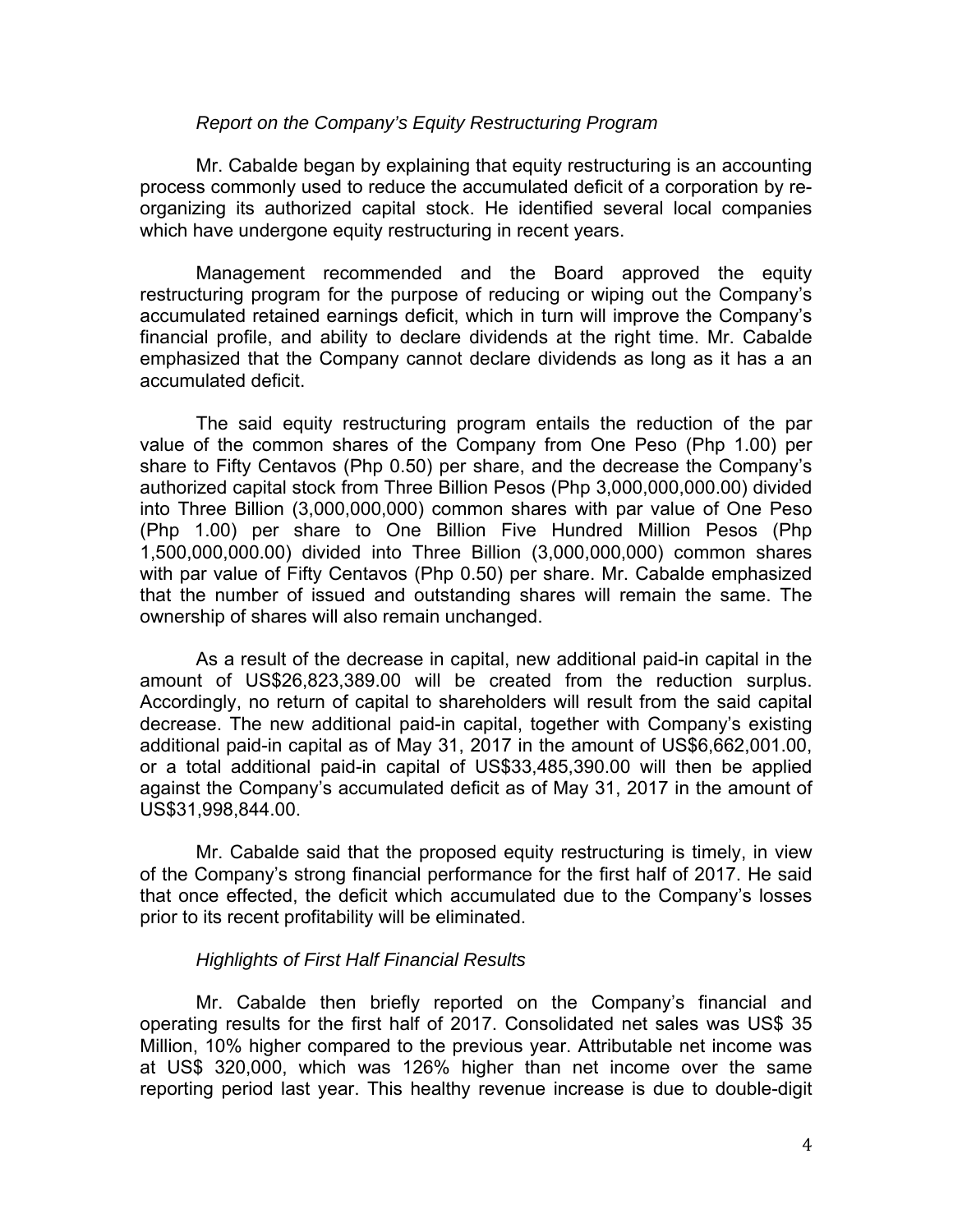*Report on the Company's Equity Restructuring Program*

Mr. Cabalde began by explaining that equity restructuring is an accounting process commonly used to reduce the accumulated deficit of a corporation by re-organizing its authorized capital stock. He identified several local companies which have undergone equity restructuring in recent years.

Management recommended and the Board approved the equity restructuring program for the purpose of reducing or wiping out the Company's accumulated retained earnings deficit, which in turn will improve the Company's financial profile, and ability to declare dividends at the right time. Mr. Cabalde emphasized that the Company cannot declare dividends as long as it has a an accumulated deficit.

The said equity restructuring program entails the reduction of the par value of the common shares of the Company from One Peso (Php 1.00) per share to Fifty Centavos (Php 0.50) per share, and the decrease the Company's authorized capital stock from Three Billion Pesos (Php 3,000,000,000.00) divided into Three Billion (3,000,000,000) common shares with par value of One Peso (Php 1.00) per share to One Billion Five Hundred Million Pesos (Php 1,500,000,000.00) divided into Three Billion (3,000,000,000) common shares with par value of Fifty Centavos (Php 0.50) per share. Mr. Cabalde emphasized that the number of issued and outstanding shares will remain the same. The ownership of shares will also remain unchanged.

As a result of the decrease in capital, new additional paid-in capital in the amount of US$26,823,389.00 will be created from the reduction surplus. Accordingly, no return of capital to shareholders will result from the said capital decrease. The new additional paid-in capital, together with Company's existing additional paid-in capital as of May 31, 2017 in the amount of US$6,662,001.00, or a total additional paid-in capital of US$33,485,390.00 will then be applied against the Company's accumulated deficit as of May 31, 2017 in the amount of US$31,998,844.00.

Mr. Cabalde said that the proposed equity restructuring is timely, in view of the Company's strong financial performance for the first half of 2017. He said that once effected, the deficit which accumulated due to the Company's losses prior to its recent profitability will be eliminated.

*Highlights of First Half Financial Results*

Mr. Cabalde then briefly reported on the Company's financial and operating results for the first half of 2017. Consolidated net sales was US$ 35 Million, 10% higher compared to the previous year. Attributable net income was at US$ 320,000, which was 126% higher than net income over the same reporting period last year. This healthy revenue increase is due to double-digit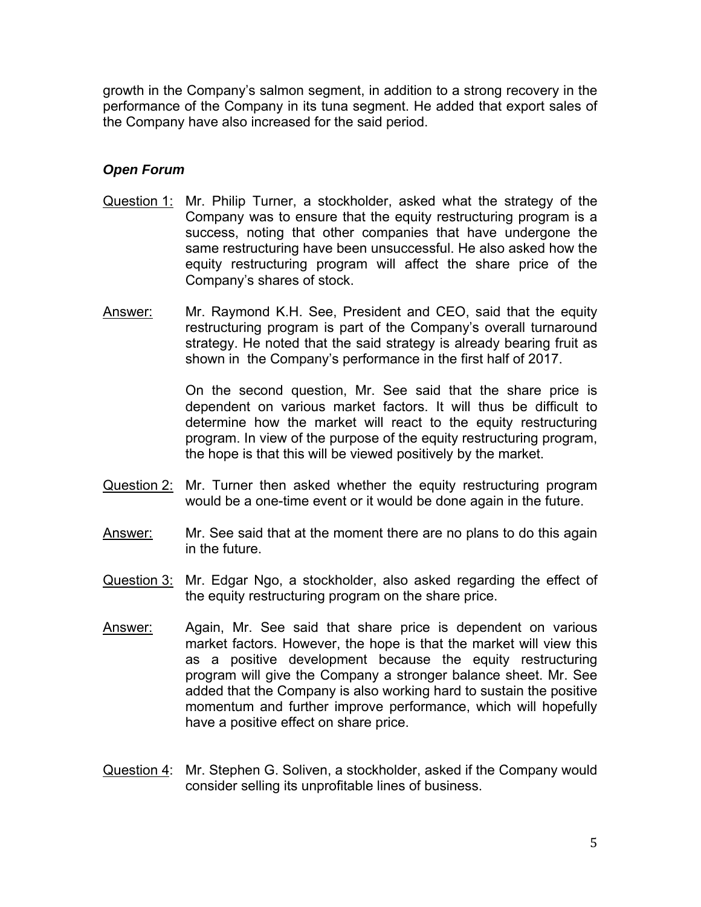growth in the Company's salmon segment, in addition to a strong recovery in the performance of the Company in its tuna segment. He added that export sales of the Company have also increased for the said period.

***Open Forum***

Question 1: Mr. Philip Turner, a stockholder, asked what the strategy of the Company was to ensure that the equity restructuring program is a success, noting that other companies that have undergone the same restructuring have been unsuccessful. He also asked how the equity restructuring program will affect the share price of the Company's shares of stock.

Answer: Mr. Raymond K.H. See, President and CEO, said that the equity restructuring program is part of the Company's overall turnaround strategy. He noted that the said strategy is already bearing fruit as shown in the Company's performance in the first half of 2017.

On the second question, Mr. See said that the share price is dependent on various market factors. It will thus be difficult to determine how the market will react to the equity restructuring program. In view of the purpose of the equity restructuring program, the hope is that this will be viewed positively by the market.

Question 2: Mr. Turner then asked whether the equity restructuring program would be a one-time event or it would be done again in the future.

Answer: Mr. See said that at the moment there are no plans to do this again in the future.

Question 3: Mr. Edgar Ngo, a stockholder, also asked regarding the effect of the equity restructuring program on the share price.

Answer: Again, Mr. See said that share price is dependent on various market factors. However, the hope is that the market will view this as a positive development because the equity restructuring program will give the Company a stronger balance sheet. Mr. See added that the Company is also working hard to sustain the positive momentum and further improve performance, which will hopefully have a positive effect on share price.

Question 4: Mr. Stephen G. Soliven, a stockholder, asked if the Company would consider selling its unprofitable lines of business.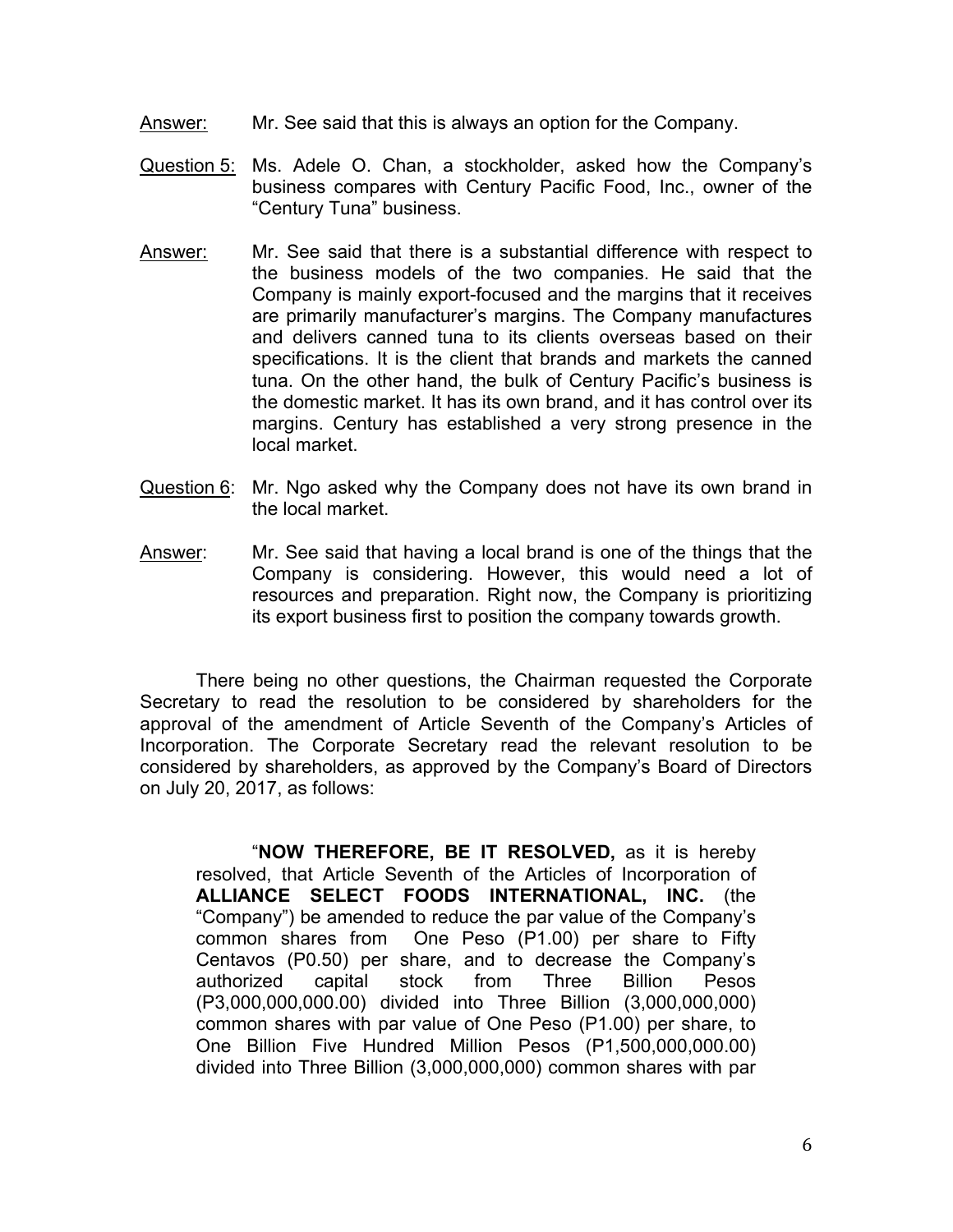Answer: Mr. See said that this is always an option for the Company.

Question 5: Ms. Adele O. Chan, a stockholder, asked how the Company's business compares with Century Pacific Food, Inc., owner of the "Century Tuna" business.

Answer: Mr. See said that there is a substantial difference with respect to the business models of the two companies. He said that the Company is mainly export-focused and the margins that it receives are primarily manufacturer's margins. The Company manufactures and delivers canned tuna to its clients overseas based on their specifications. It is the client that brands and markets the canned tuna. On the other hand, the bulk of Century Pacific's business is the domestic market. It has its own brand, and it has control over its margins. Century has established a very strong presence in the local market.

Question 6: Mr. Ngo asked why the Company does not have its own brand in the local market.

Answer: Mr. See said that having a local brand is one of the things that the Company is considering. However, this would need a lot of resources and preparation. Right now, the Company is prioritizing its export business first to position the company towards growth.

There being no other questions, the Chairman requested the Corporate Secretary to read the resolution to be considered by shareholders for the approval of the amendment of Article Seventh of the Company's Articles of Incorporation. The Corporate Secretary read the relevant resolution to be considered by shareholders, as approved by the Company's Board of Directors on July 20, 2017, as follows:

> "**NOW THEREFORE, BE IT RESOLVED,** as it is hereby resolved, that Article Seventh of the Articles of Incorporation of **ALLIANCE SELECT FOODS INTERNATIONAL, INC.** (the "Company") be amended to reduce the par value of the Company's common shares from One Peso (P1.00) per share to Fifty Centavos (P0.50) per share, and to decrease the Company's authorized capital stock from Three Billion Pesos (P3,000,000,000.00) divided into Three Billion (3,000,000,000) common shares with par value of One Peso (P1.00) per share, to One Billion Five Hundred Million Pesos (P1,500,000,000.00) divided into Three Billion (3,000,000,000) common shares with par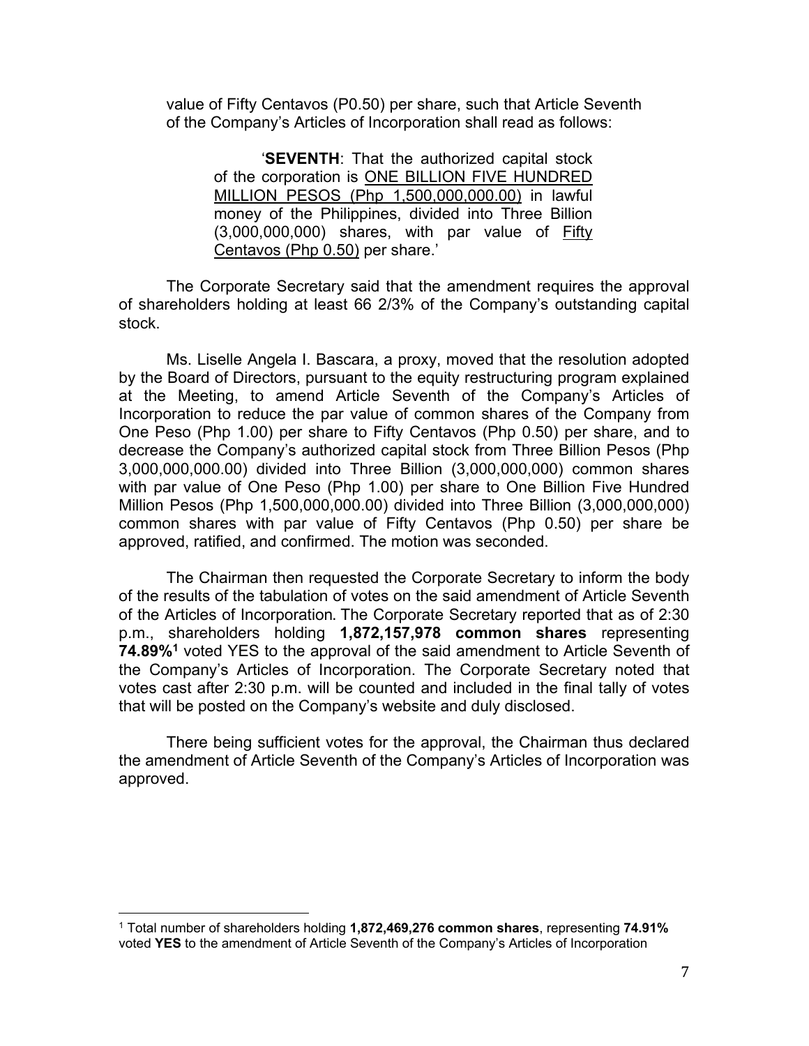value of Fifty Centavos (P0.50) per share, such that Article Seventh of the Company's Articles of Incorporation shall read as follows:

> '**SEVENTH**: That the authorized capital stock of the corporation is ONE BILLION FIVE HUNDRED MILLION PESOS (Php 1,500,000,000.00) in lawful money of the Philippines, divided into Three Billion (3,000,000,000) shares, with par value of Fifty Centavos (Php 0.50) per share.'

The Corporate Secretary said that the amendment requires the approval of shareholders holding at least 66 2/3% of the Company's outstanding capital stock.

Ms. Liselle Angela I. Bascara, a proxy, moved that the resolution adopted by the Board of Directors, pursuant to the equity restructuring program explained at the Meeting, to amend Article Seventh of the Company's Articles of Incorporation to reduce the par value of common shares of the Company from One Peso (Php 1.00) per share to Fifty Centavos (Php 0.50) per share, and to decrease the Company's authorized capital stock from Three Billion Pesos (Php 3,000,000,000.00) divided into Three Billion (3,000,000,000) common shares with par value of One Peso (Php 1.00) per share to One Billion Five Hundred Million Pesos (Php 1,500,000,000.00) divided into Three Billion (3,000,000,000) common shares with par value of Fifty Centavos (Php 0.50) per share be approved, ratified, and confirmed. The motion was seconded.

The Chairman then requested the Corporate Secretary to inform the body of the results of the tabulation of votes on the said amendment of Article Seventh of the Articles of Incorporation. The Corporate Secretary reported that as of 2:30 p.m., shareholders holding **1,872,157,978 common shares** representing **74.89%**[1] voted YES to the approval of the said amendment to Article Seventh of the Company's Articles of Incorporation. The Corporate Secretary noted that votes cast after 2:30 p.m. will be counted and included in the final tally of votes that will be posted on the Company's website and duly disclosed.

There being sufficient votes for the approval, the Chairman thus declared the amendment of Article Seventh of the Company's Articles of Incorporation was approved.

---

[1] Total number of shareholders holding **1,872,469,276 common shares**, representing **74.91%** voted **YES** to the amendment of Article Seventh of the Company's Articles of Incorporation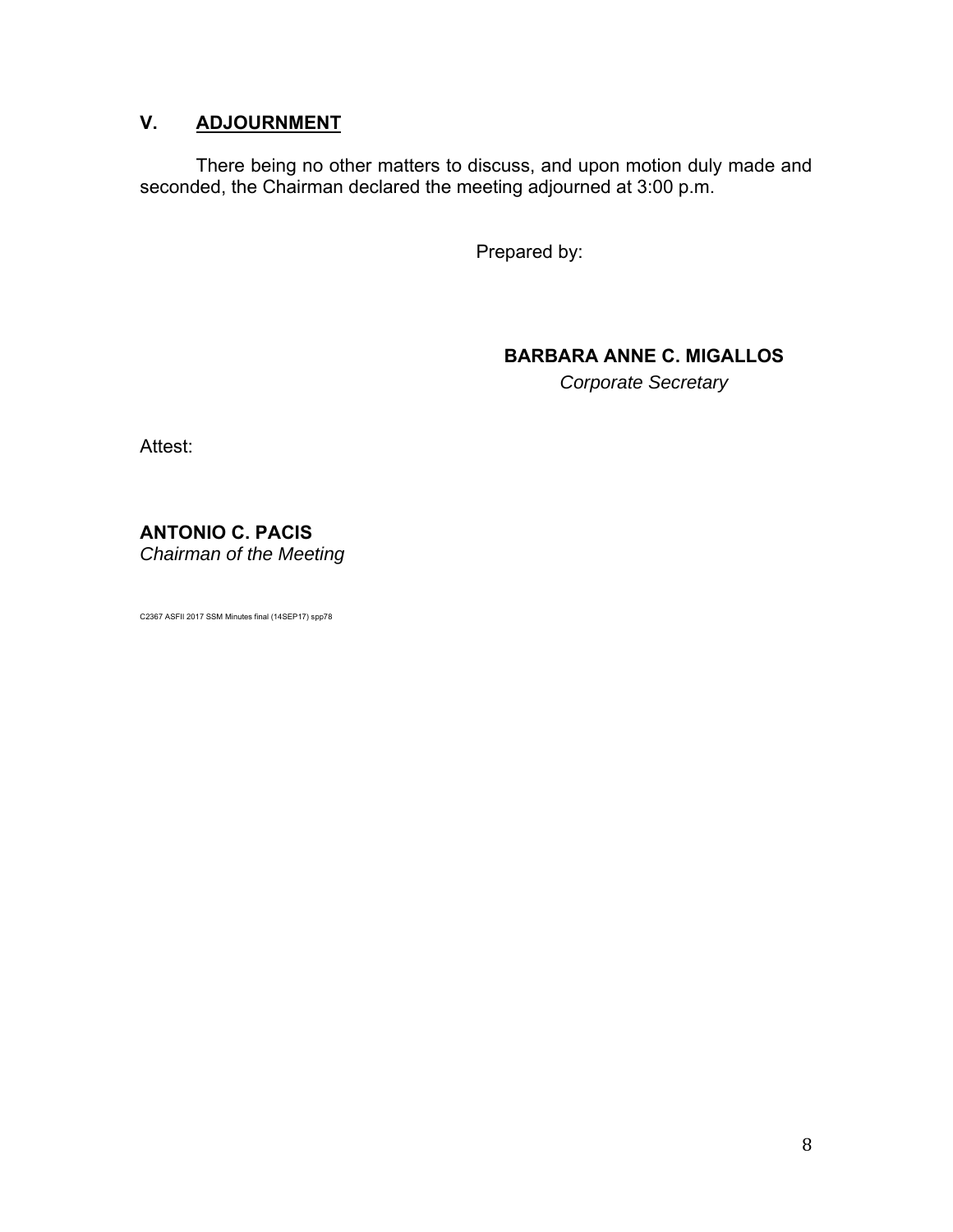## V. ADJOURNMENT

There being no other matters to discuss, and upon motion duly made and seconded, the Chairman declared the meeting adjourned at 3:00 p.m.

Prepared by:

**BARBARA ANNE C. MIGALLOS**
*Corporate Secretary*

Attest:

**ANTONIO C. PACIS**
*Chairman of the Meeting*

C2367 ASFII 2017 SSM Minutes final (14SEP17) spp78